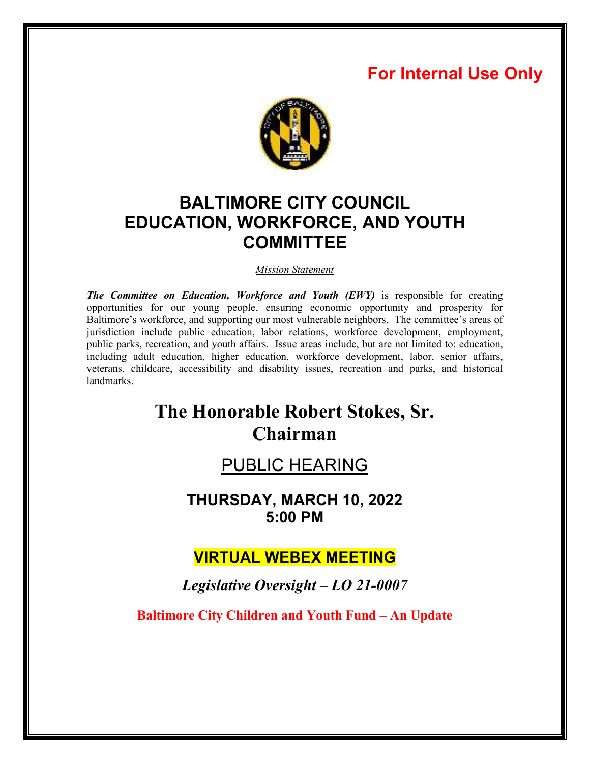**For Internal Use Only**

# BALTIMORE CITY COUNCIL EDUCATION, WORKFORCE, AND YOUTH COMMITTEE

*Mission Statement*

***The Committee on Education, Workforce and Youth (EWY)*** is responsible for creating opportunities for our young people, ensuring economic opportunity and prosperity for Baltimore's workforce, and supporting our most vulnerable neighbors. The committee's areas of jurisdiction include public education, labor relations, workforce development, employment, public parks, recreation, and youth affairs. Issue areas include, but are not limited to: education, including adult education, higher education, workforce development, labor, senior affairs, veterans, childcare, accessibility and disability issues, recreation and parks, and historical landmarks.

## The Honorable Robert Stokes, Sr. Chairman

## PUBLIC HEARING

### THURSDAY, MARCH 10, 2022
### 5:00 PM

### VIRTUAL WEBEX MEETING

### *Legislative Oversight – LO 21-0007*

**Baltimore City Children and Youth Fund – An Update**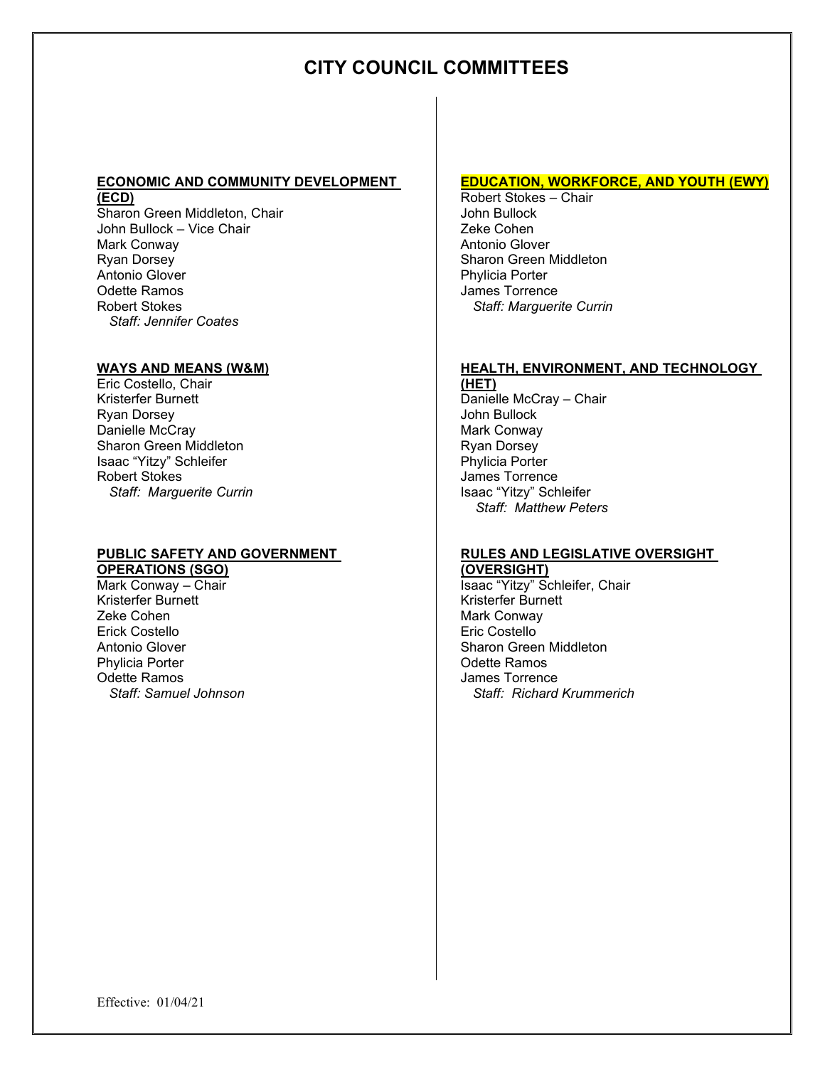# CITY COUNCIL COMMITTEES

**ECONOMIC AND COMMUNITY DEVELOPMENT (ECD)**

Sharon Green Middleton, Chair
John Bullock – Vice Chair
Mark Conway
Ryan Dorsey
Antonio Glover
Odette Ramos
Robert Stokes
*Staff: Jennifer Coates*

**WAYS AND MEANS (W&M)**

Eric Costello, Chair
Kristerfer Burnett
Ryan Dorsey
Danielle McCray
Sharon Green Middleton
Isaac "Yitzy" Schleifer
Robert Stokes
*Staff: Marguerite Currin*

**PUBLIC SAFETY AND GOVERNMENT OPERATIONS (SGO)**

Mark Conway – Chair
Kristerfer Burnett
Zeke Cohen
Erick Costello
Antonio Glover
Phylicia Porter
Odette Ramos
*Staff: Samuel Johnson*

**EDUCATION, WORKFORCE, AND YOUTH (EWY)**

Robert Stokes – Chair
John Bullock
Zeke Cohen
Antonio Glover
Sharon Green Middleton
Phylicia Porter
James Torrence
*Staff: Marguerite Currin*

**HEALTH, ENVIRONMENT, AND TECHNOLOGY (HET)**

Danielle McCray – Chair
John Bullock
Mark Conway
Ryan Dorsey
Phylicia Porter
James Torrence
Isaac "Yitzy" Schleifer
*Staff: Matthew Peters*

**RULES AND LEGISLATIVE OVERSIGHT (OVERSIGHT)**

Isaac "Yitzy" Schleifer, Chair
Kristerfer Burnett
Mark Conway
Eric Costello
Sharon Green Middleton
Odette Ramos
James Torrence
*Staff: Richard Krummerich*

Effective: 01/04/21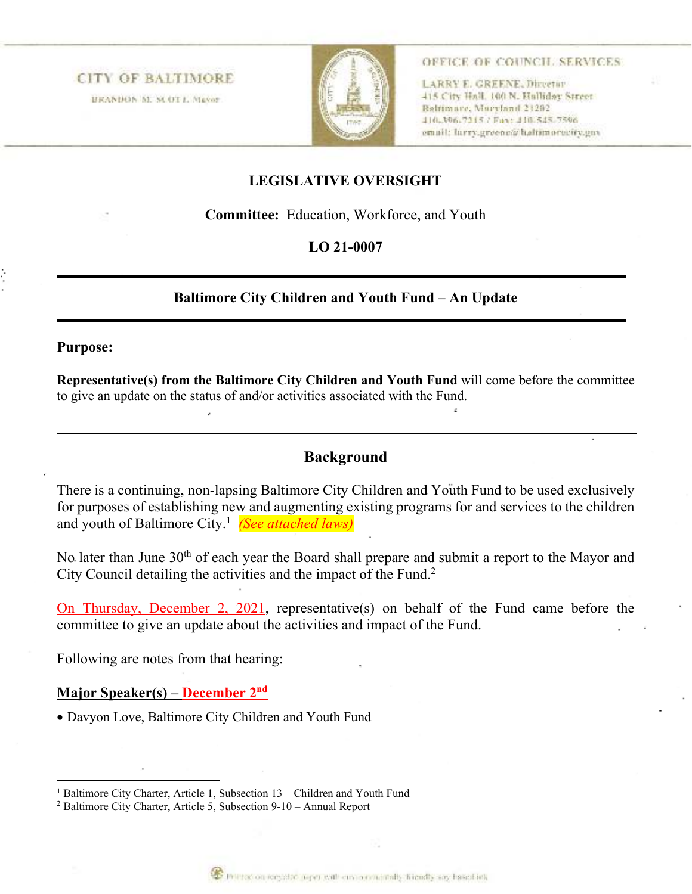CITY OF BALTIMORE

BRANDON M. SCOTT, Mayor

OFFICE OF COUNCIL SERVICES

LARRY E. GREENE, Director
415 City Hall, 100 N. Holliday Street
Baltimore, Maryland 21202
410-396-7215 / Fax: 410-545-7596
email: larry.greene@baltimorecity.gov

## LEGISLATIVE OVERSIGHT

**Committee:** Education, Workforce, and Youth

**LO 21-0007**

---

**Baltimore City Children and Youth Fund – An Update**

---

**Purpose:**

**Representative(s) from the Baltimore City Children and Youth Fund** will come before the committee to give an update on the status of and/or activities associated with the Fund.

---

## Background

There is a continuing, non-lapsing Baltimore City Children and Youth Fund to be used exclusively for purposes of establishing new and augmenting existing programs for and services to the children and youth of Baltimore City.[1] *(See attached laws)*

No later than June 30th of each year the Board shall prepare and submit a report to the Mayor and City Council detailing the activities and the impact of the Fund.[2]

On Thursday, December 2, 2021, representative(s) on behalf of the Fund came before the committee to give an update about the activities and impact of the Fund.

Following are notes from that hearing:

**Major Speaker(s) – December 2nd**

- Davyon Love, Baltimore City Children and Youth Fund

---

[1] Baltimore City Charter, Article 1, Subsection 13 – Children and Youth Fund

[2] Baltimore City Charter, Article 5, Subsection 9-10 – Annual Report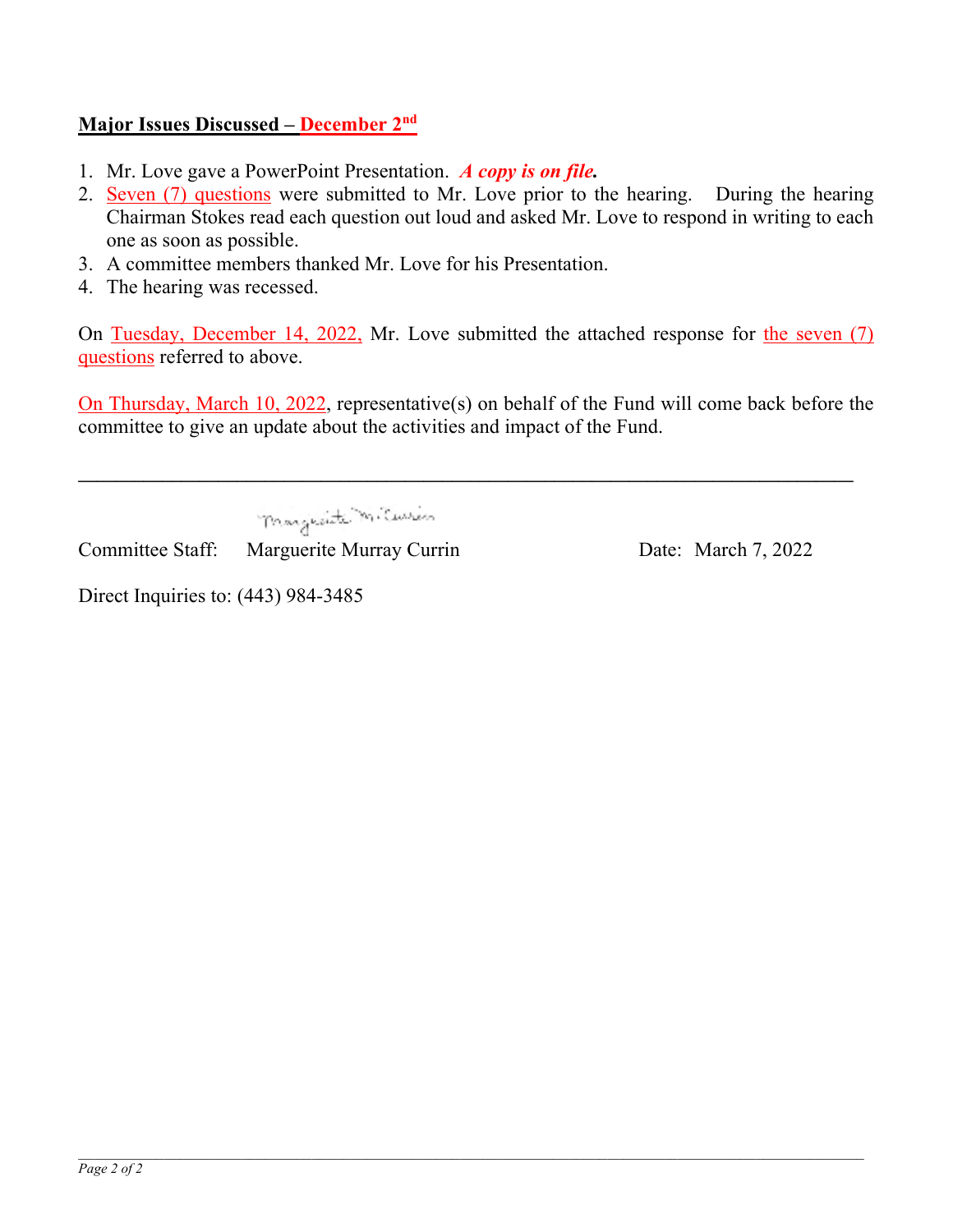**Major Issues Discussed – December 2nd**

1. Mr. Love gave a PowerPoint Presentation. ***A copy is on file.***
2. Seven (7) questions were submitted to Mr. Love prior to the hearing. During the hearing Chairman Stokes read each question out loud and asked Mr. Love to respond in writing to each one as soon as possible.
3. A committee members thanked Mr. Love for his Presentation.
4. The hearing was recessed.

On Tuesday, December 14, 2022, Mr. Love submitted the attached response for the seven (7) questions referred to above.

On Thursday, March 10, 2022, representative(s) on behalf of the Fund will come back before the committee to give an update about the activities and impact of the Fund.

---

Committee Staff: Marguerite Murray Currin    Date: March 7, 2022

Direct Inquiries to: (443) 984-3485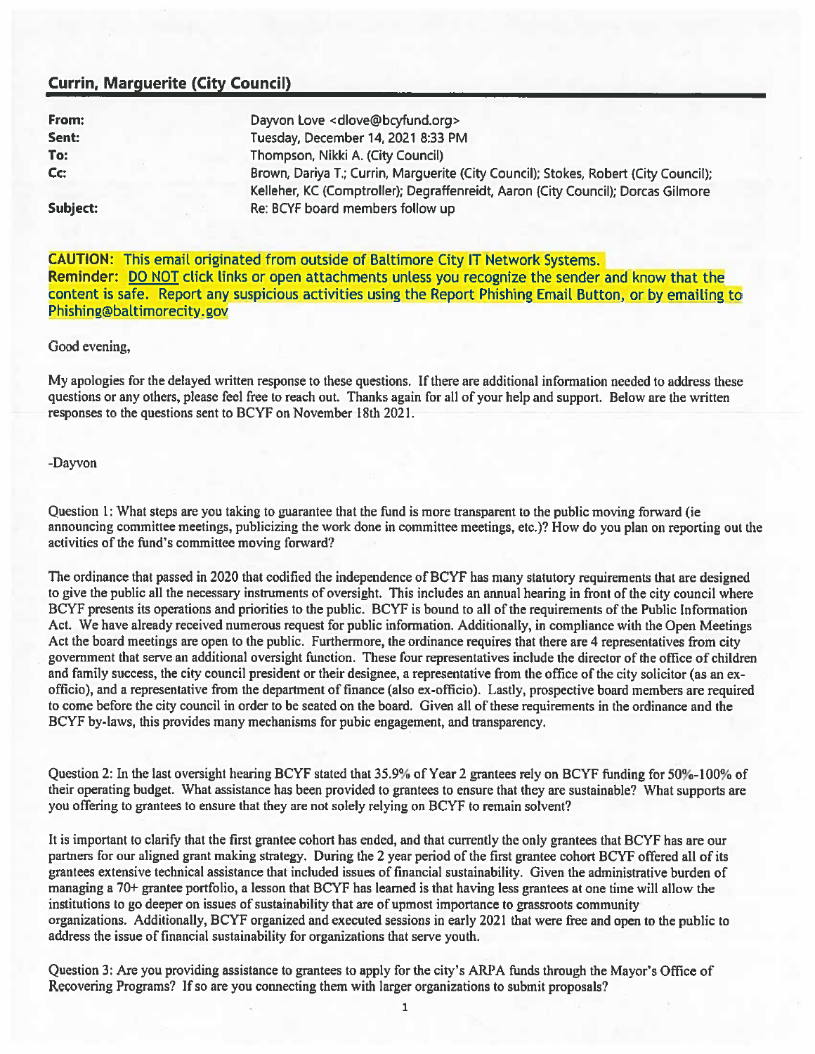## Currin, Marguerite (City Council)

| | |
|---|---|
| **From:** | Dayvon Love <dlove@bcyfund.org> |
| **Sent:** | Tuesday, December 14, 2021 8:33 PM |
| **To:** | Thompson, Nikki A. (City Council) |
| **Cc:** | Brown, Dariya T.; Currin, Marguerite (City Council); Stokes, Robert (City Council); Kelleher, KC (Comptroller); Degraffenreidt, Aaron (City Council); Dorcas Gilmore |
| **Subject:** | Re: BCYF board members follow up |

**CAUTION:** This email originated from outside of Baltimore City IT Network Systems.
**Reminder:** DO NOT click links or open attachments unless you recognize the sender and know that the content is safe. Report any suspicious activities using the Report Phishing Email Button, or by emailing to Phishing@baltimorecity.gov

Good evening,

My apologies for the delayed written response to these questions. If there are additional information needed to address these questions or any others, please feel free to reach out. Thanks again for all of your help and support. Below are the written responses to the questions sent to BCYF on November 18th 2021.

-Dayvon

Question 1: What steps are you taking to guarantee that the fund is more transparent to the public moving forward (ie announcing committee meetings, publicizing the work done in committee meetings, etc.)? How do you plan on reporting out the activities of the fund's committee moving forward?

The ordinance that passed in 2020 that codified the independence of BCYF has many statutory requirements that are designed to give the public all the necessary instruments of oversight. This includes an annual hearing in front of the city council where BCYF presents its operations and priorities to the public. BCYF is bound to all of the requirements of the Public Information Act. We have already received numerous request for public information. Additionally, in compliance with the Open Meetings Act the board meetings are open to the public. Furthermore, the ordinance requires that there are 4 representatives from city government that serve an additional oversight function. These four representatives include the director of the office of children and family success, the city council president or their designee, a representative from the office of the city solicitor (as an ex-officio), and a representative from the department of finance (also ex-officio). Lastly, prospective board members are required to come before the city council in order to be seated on the board. Given all of these requirements in the ordinance and the BCYF by-laws, this provides many mechanisms for pubic engagement, and transparency.

Question 2: In the last oversight hearing BCYF stated that 35.9% of Year 2 grantees rely on BCYF funding for 50%-100% of their operating budget. What assistance has been provided to grantees to ensure that they are sustainable? What supports are you offering to grantees to ensure that they are not solely relying on BCYF to remain solvent?

It is important to clarify that the first grantee cohort has ended, and that currently the only grantees that BCYF has are our partners for our aligned grant making strategy. During the 2 year period of the first grantee cohort BCYF offered all of its grantees extensive technical assistance that included issues of financial sustainability. Given the administrative burden of managing a 70+ grantee portfolio, a lesson that BCYF has learned is that having less grantees at one time will allow the institutions to go deeper on issues of sustainability that are of upmost importance to grassroots community organizations. Additionally, BCYF organized and executed sessions in early 2021 that were free and open to the public to address the issue of financial sustainability for organizations that serve youth.

Question 3: Are you providing assistance to grantees to apply for the city's ARPA funds through the Mayor's Office of Recovering Programs? If so are you connecting them with larger organizations to submit proposals?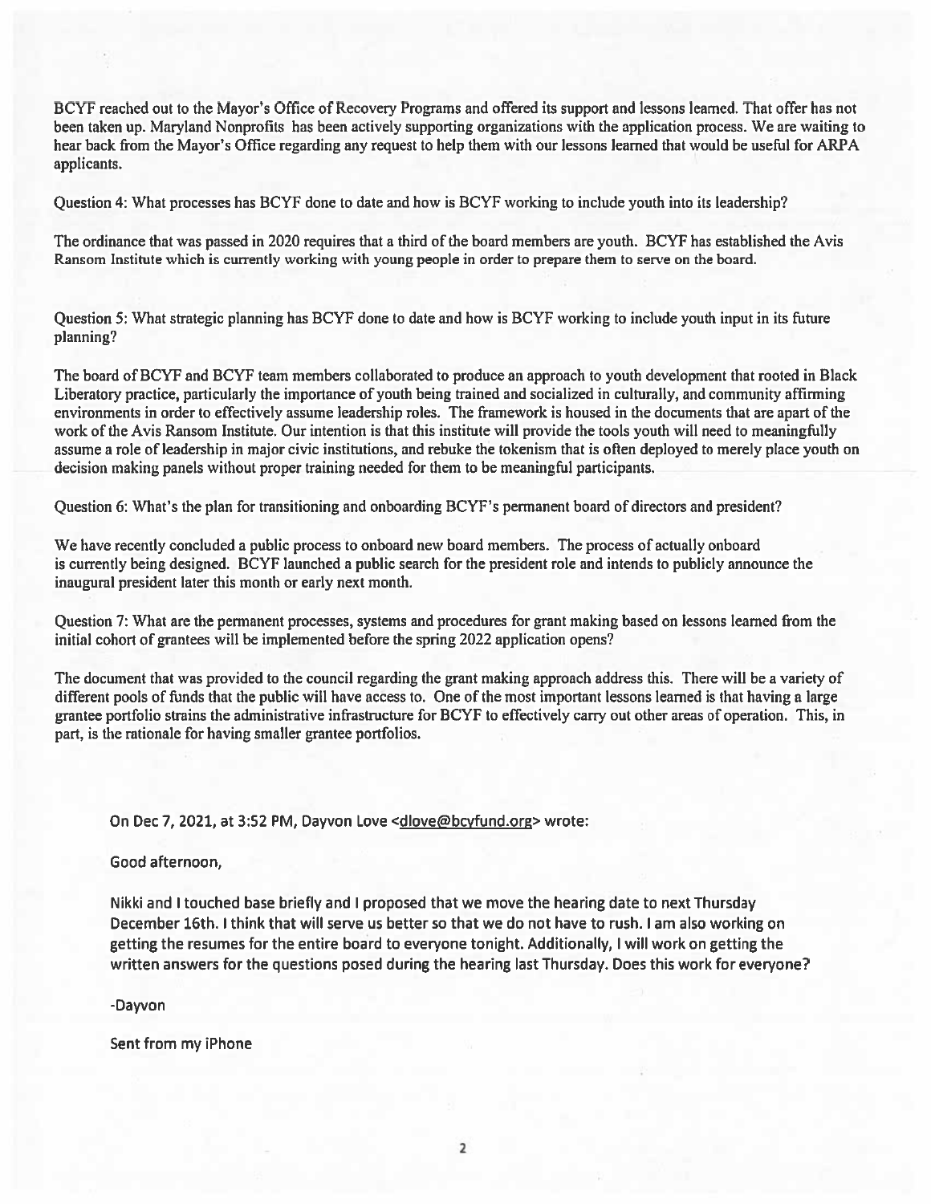BCYF reached out to the Mayor's Office of Recovery Programs and offered its support and lessons learned. That offer has not been taken up. Maryland Nonprofits has been actively supporting organizations with the application process. We are waiting to hear back from the Mayor's Office regarding any request to help them with our lessons learned that would be useful for ARPA applicants.

Question 4: What processes has BCYF done to date and how is BCYF working to include youth into its leadership?

The ordinance that was passed in 2020 requires that a third of the board members are youth. BCYF has established the Avis Ransom Institute which is currently working with young people in order to prepare them to serve on the board.

Question 5: What strategic planning has BCYF done to date and how is BCYF working to include youth input in its future planning?

The board of BCYF and BCYF team members collaborated to produce an approach to youth development that rooted in Black Liberatory practice, particularly the importance of youth being trained and socialized in culturally, and community affirming environments in order to effectively assume leadership roles. The framework is housed in the documents that are apart of the work of the Avis Ransom Institute. Our intention is that this institute will provide the tools youth will need to meaningfully assume a role of leadership in major civic institutions, and rebuke the tokenism that is often deployed to merely place youth on decision making panels without proper training needed for them to be meaningful participants.

Question 6: What's the plan for transitioning and onboarding BCYF's permanent board of directors and president?

We have recently concluded a public process to onboard new board members. The process of actually onboard is currently being designed. BCYF launched a public search for the president role and intends to publicly announce the inaugural president later this month or early next month.

Question 7: What are the permanent processes, systems and procedures for grant making based on lessons learned from the initial cohort of grantees will be implemented before the spring 2022 application opens?

The document that was provided to the council regarding the grant making approach address this. There will be a variety of different pools of funds that the public will have access to. One of the most important lessons learned is that having a large grantee portfolio strains the administrative infrastructure for BCYF to effectively carry out other areas of operation. This, in part, is the rationale for having smaller grantee portfolios.

> On Dec 7, 2021, at 3:52 PM, Dayvon Love <dlove@bcyfund.org> wrote:
>
> Good afternoon,
>
> Nikki and I touched base briefly and I proposed that we move the hearing date to next Thursday December 16th. I think that will serve us better so that we do not have to rush. I am also working on getting the resumes for the entire board to everyone tonight. Additionally, I will work on getting the written answers for the questions posed during the hearing last Thursday. Does this work for everyone?
>
> -Dayvon
>
> Sent from my iPhone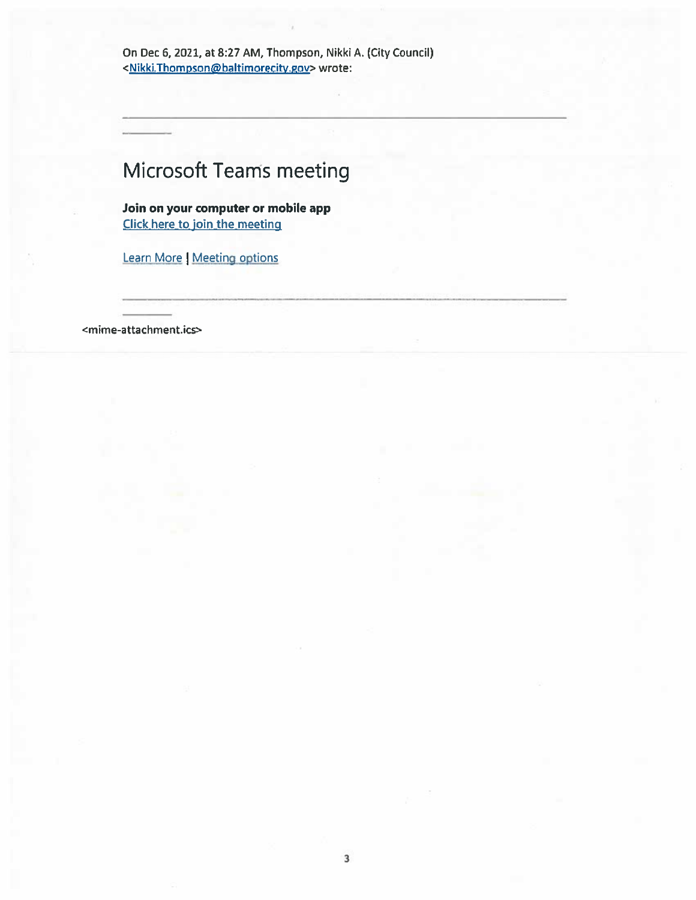On Dec 6, 2021, at 8:27 AM, Thompson, Nikki A. (City Council) <Nikki.Thompson@baltimorecity.gov> wrote:

---

# Microsoft Teams meeting

**Join on your computer or mobile app**
Click here to join the meeting

Learn More | Meeting options

---

<mime-attachment.ics>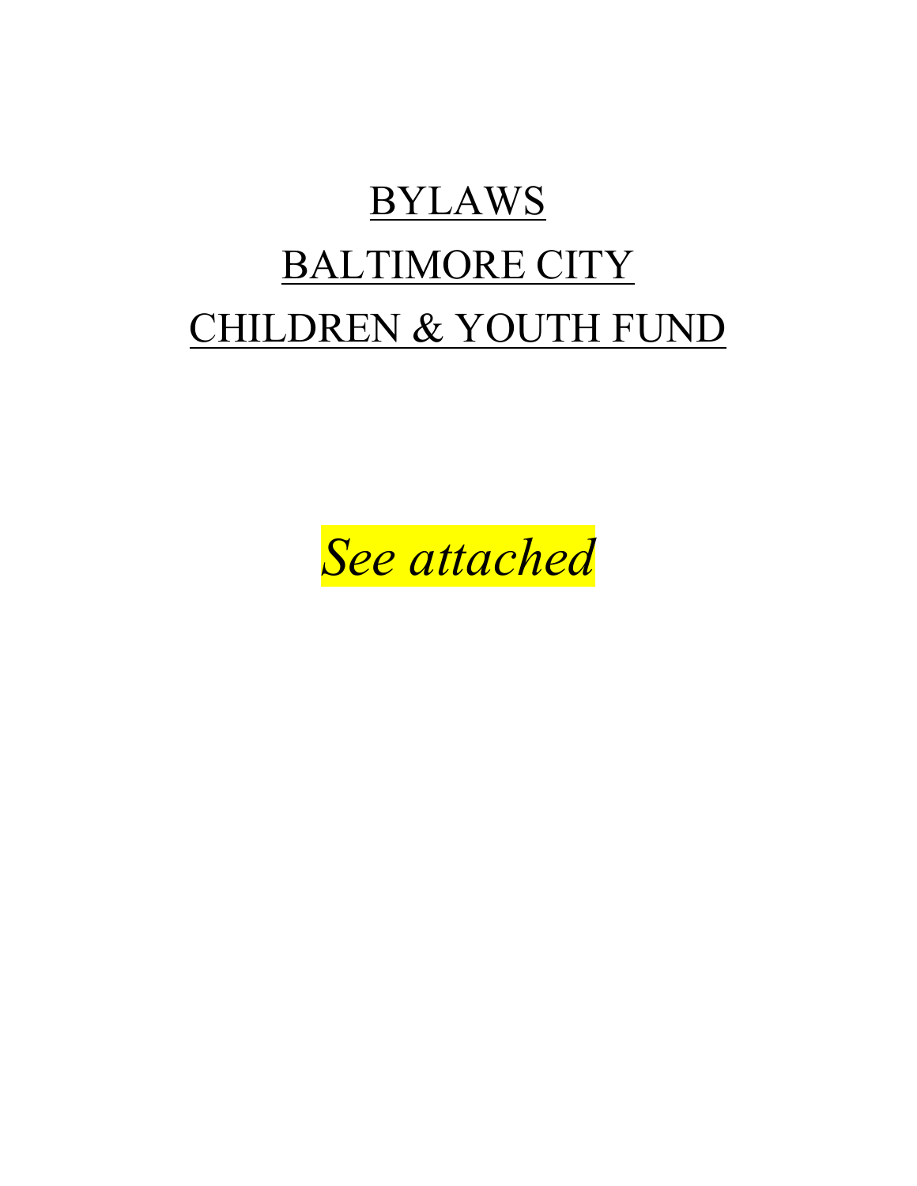# BYLAWS

# BALTIMORE CITY

# CHILDREN & YOUTH FUND

*See attached*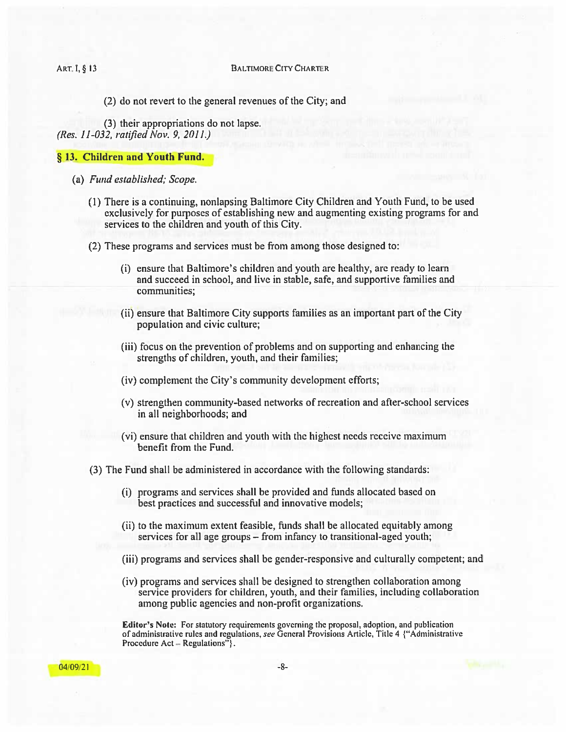(2) do not revert to the general revenues of the City; and

(3) their appropriations do not lapse.

*(Res. 11-032, ratified Nov. 9, 2011.)*

## § 13. Children and Youth Fund.

(a) *Fund established; Scope.*

(1) There is a continuing, nonlapsing Baltimore City Children and Youth Fund, to be used exclusively for purposes of establishing new and augmenting existing programs for and services to the children and youth of this City.

(2) These programs and services must be from among those designed to:

(i) ensure that Baltimore's children and youth are healthy, are ready to learn and succeed in school, and live in stable, safe, and supportive families and communities;

(ii) ensure that Baltimore City supports families as an important part of the City population and civic culture;

(iii) focus on the prevention of problems and on supporting and enhancing the strengths of children, youth, and their families;

(iv) complement the City's community development efforts;

(v) strengthen community-based networks of recreation and after-school services in all neighborhoods; and

(vi) ensure that children and youth with the highest needs receive maximum benefit from the Fund.

(3) The Fund shall be administered in accordance with the following standards:

(i) programs and services shall be provided and funds allocated based on best practices and successful and innovative models;

(ii) to the maximum extent feasible, funds shall be allocated equitably among services for all age groups – from infancy to transitional-aged youth;

(iii) programs and services shall be gender-responsive and culturally competent; and

(iv) programs and services shall be designed to strengthen collaboration among service providers for children, youth, and their families, including collaboration among public agencies and non-profit organizations.

**Editor's Note:** For statutory requirements governing the proposal, adoption, and publication of administrative rules and regulations, *see* General Provisions Article, Title 4 {"Administrative Procedure Act – Regulations"}.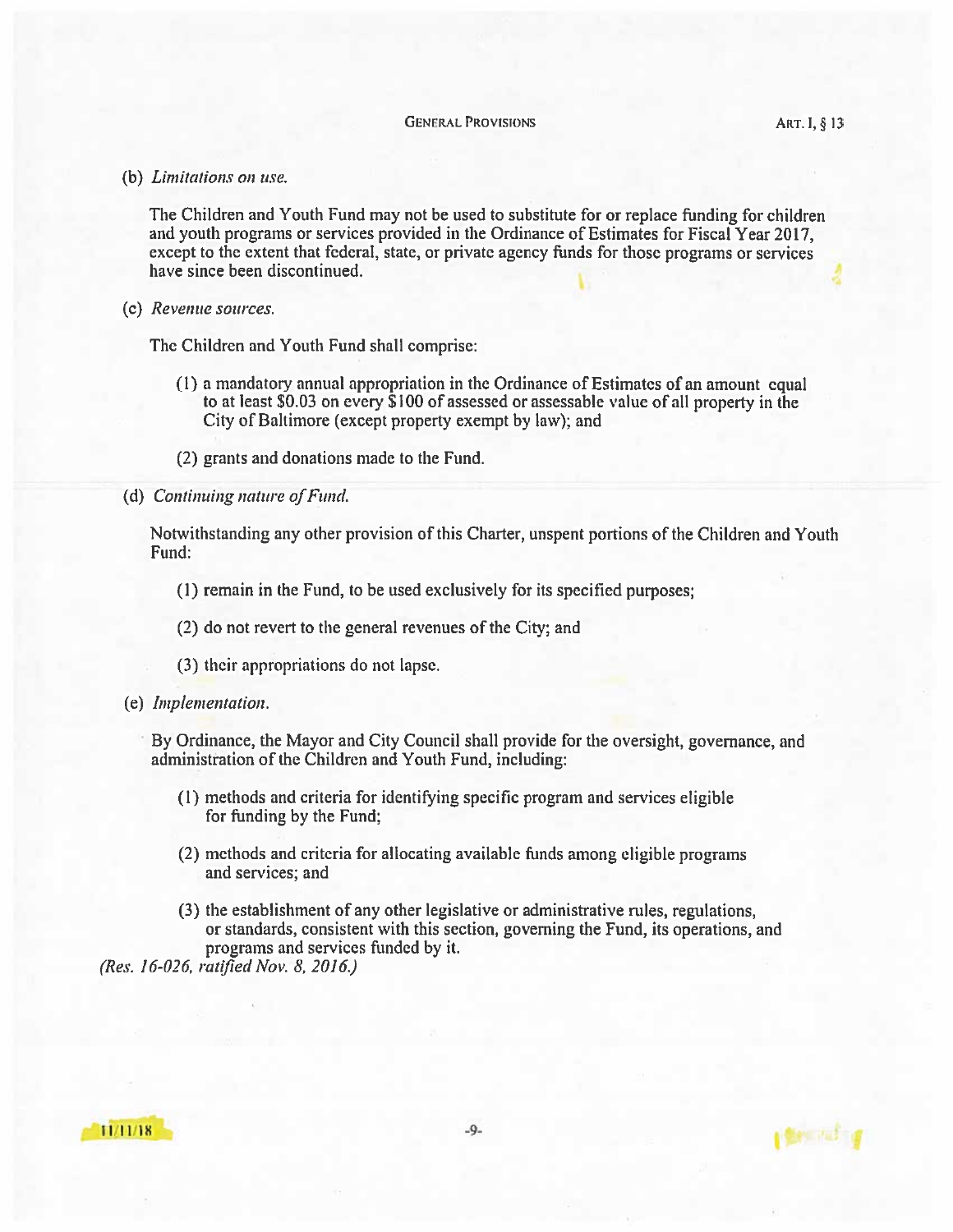(b) *Limitations on use.*

The Children and Youth Fund may not be used to substitute for or replace funding for children and youth programs or services provided in the Ordinance of Estimates for Fiscal Year 2017, except to the extent that federal, state, or private agency funds for those programs or services have since been discontinued.

(c) *Revenue sources.*

The Children and Youth Fund shall comprise:

(1) a mandatory annual appropriation in the Ordinance of Estimates of an amount equal to at least $0.03 on every $100 of assessed or assessable value of all property in the City of Baltimore (except property exempt by law); and

(2) grants and donations made to the Fund.

(d) *Continuing nature of Fund.*

Notwithstanding any other provision of this Charter, unspent portions of the Children and Youth Fund:

(1) remain in the Fund, to be used exclusively for its specified purposes;

(2) do not revert to the general revenues of the City; and

(3) their appropriations do not lapse.

(e) *Implementation.*

By Ordinance, the Mayor and City Council shall provide for the oversight, governance, and administration of the Children and Youth Fund, including:

(1) methods and criteria for identifying specific program and services eligible for funding by the Fund;

(2) methods and criteria for allocating available funds among eligible programs and services; and

(3) the establishment of any other legislative or administrative rules, regulations, or standards, consistent with this section, governing the Fund, its operations, and programs and services funded by it.

*(Res. 16-026, ratified Nov. 8, 2016.)*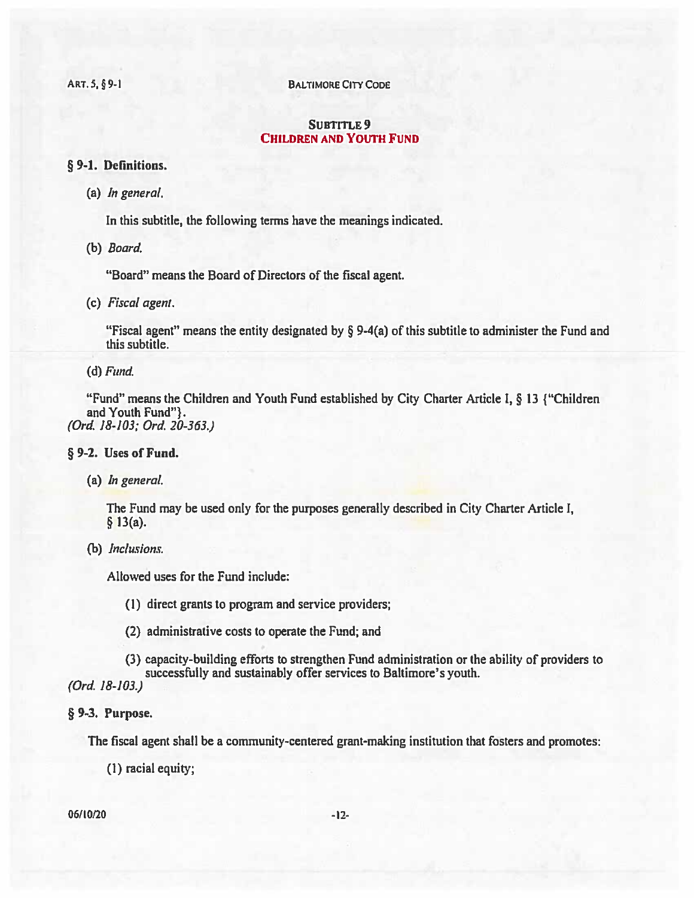## SUBTITLE 9
## CHILDREN AND YOUTH FUND

### § 9-1. Definitions.

(a) *In general.*

In this subtitle, the following terms have the meanings indicated.

(b) *Board.*

"Board" means the Board of Directors of the fiscal agent.

(c) *Fiscal agent.*

"Fiscal agent" means the entity designated by § 9-4(a) of this subtitle to administer the Fund and this subtitle.

(d) *Fund.*

"Fund" means the Children and Youth Fund established by City Charter Article I, § 13 {"Children and Youth Fund"}.
*(Ord. 18-103; Ord. 20-363.)*

### § 9-2. Uses of Fund.

(a) *In general.*

The Fund may be used only for the purposes generally described in City Charter Article I, § 13(a).

(b) *Inclusions.*

Allowed uses for the Fund include:

(1) direct grants to program and service providers;

(2) administrative costs to operate the Fund; and

(3) capacity-building efforts to strengthen Fund administration or the ability of providers to successfully and sustainably offer services to Baltimore's youth.
*(Ord. 18-103.)*

### § 9-3. Purpose.

The fiscal agent shall be a community-centered grant-making institution that fosters and promotes:

(1) racial equity;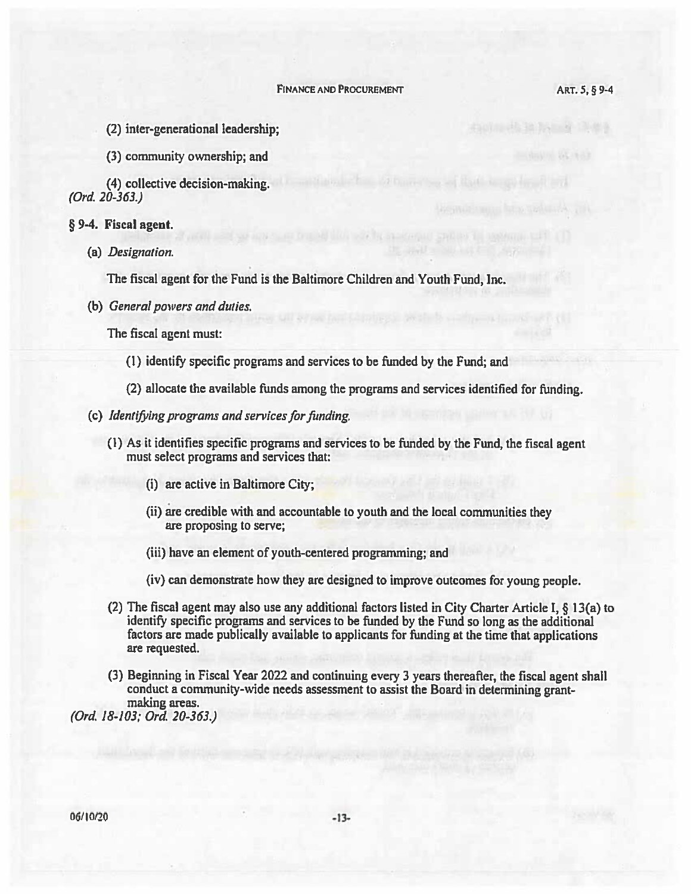(2) inter-generational leadership;

(3) community ownership; and

(4) collective decision-making.

*(Ord. 20-363.)*

### § 9-4. Fiscal agent.

(a) *Designation.*

The fiscal agent for the Fund is the Baltimore Children and Youth Fund, Inc.

(b) *General powers and duties.*

The fiscal agent must:

(1) identify specific programs and services to be funded by the Fund; and

(2) allocate the available funds among the programs and services identified for funding.

(c) *Identifying programs and services for funding.*

(1) As it identifies specific programs and services to be funded by the Fund, the fiscal agent must select programs and services that:

(i) are active in Baltimore City;

(ii) are credible with and accountable to youth and the local communities they are proposing to serve;

(iii) have an element of youth-centered programming; and

(iv) can demonstrate how they are designed to improve outcomes for young people.

(2) The fiscal agent may also use any additional factors listed in City Charter Article I, § 13(a) to identify specific programs and services to be funded by the Fund so long as the additional factors are made publically available to applicants for funding at the time that applications are requested.

(3) Beginning in Fiscal Year 2022 and continuing every 3 years thereafter, the fiscal agent shall conduct a community-wide needs assessment to assist the Board in determining grant-making areas.

*(Ord. 18-103; Ord. 20-363.)*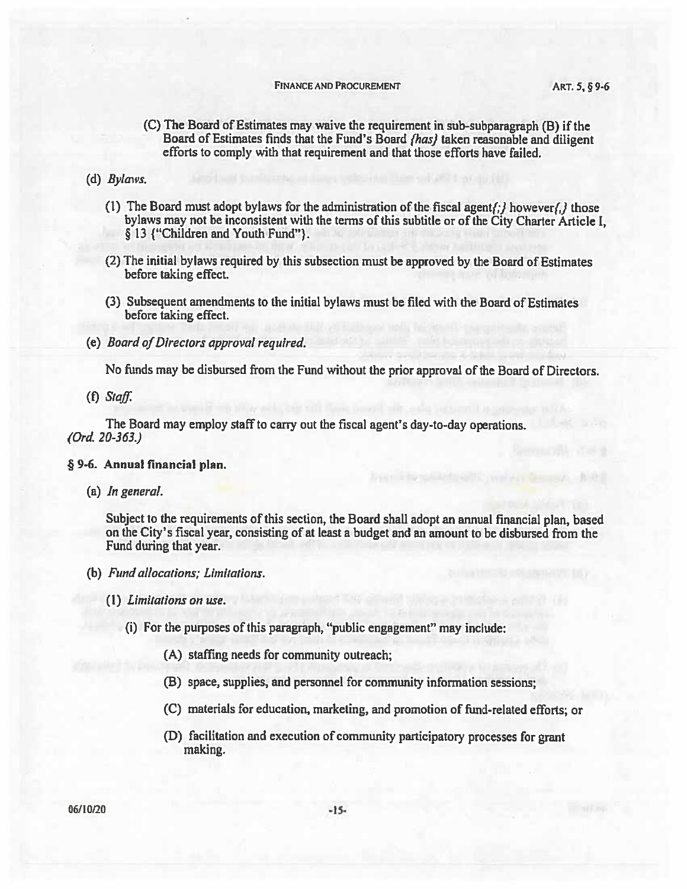(C) The Board of Estimates may waive the requirement in sub-subparagraph (B) if the Board of Estimates finds that the Fund's Board *{has}* taken reasonable and diligent efforts to comply with that requirement and that those efforts have failed.

(d) *Bylaws.*

(1) The Board must adopt bylaws for the administration of the fiscal agent*{;}* however*{,}* those bylaws may not be inconsistent with the terms of this subtitle or of the City Charter Article I, § 13 {"Children and Youth Fund"}.

(2) The initial bylaws required by this subsection must be approved by the Board of Estimates before taking effect.

(3) Subsequent amendments to the initial bylaws must be filed with the Board of Estimates before taking effect.

(e) *Board of Directors approval required.*

No funds may be disbursed from the Fund without the prior approval of the Board of Directors.

(f) *Staff.*

The Board may employ staff to carry out the fiscal agent's day-to-day operations.
*(Ord. 20-363.)*

**§ 9-6. Annual financial plan.**

(a) *In general.*

Subject to the requirements of this section, the Board shall adopt an annual financial plan, based on the City's fiscal year, consisting of at least a budget and an amount to be disbursed from the Fund during that year.

(b) *Fund allocations; Limitations.*

(1) *Limitations on use.*

(i) For the purposes of this paragraph, "public engagement" may include:

(A) staffing needs for community outreach;

(B) space, supplies, and personnel for community information sessions;

(C) materials for education, marketing, and promotion of fund-related efforts; or

(D) facilitation and execution of community participatory processes for grant making.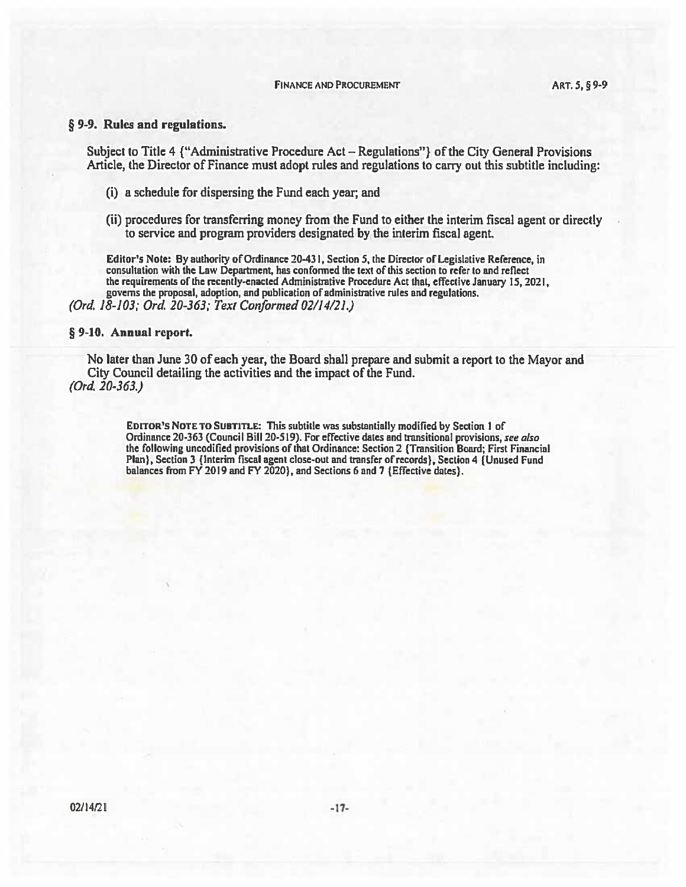## § 9-9. Rules and regulations.

Subject to Title 4 {"Administrative Procedure Act – Regulations"} of the City General Provisions Article, the Director of Finance must adopt rules and regulations to carry out this subtitle including:

(i) a schedule for dispersing the Fund each year; and

(ii) procedures for transferring money from the Fund to either the interim fiscal agent or directly to service and program providers designated by the interim fiscal agent.

**Editor's Note:** By authority of Ordinance 20-431, Section 5, the Director of Legislative Reference, in consultation with the Law Department, has conformed the text of this section to refer to and reflect the requirements of the recently-enacted Administrative Procedure Act that, effective January 15, 2021, governs the proposal, adoption, and publication of administrative rules and regulations.

*(Ord. 18-103; Ord. 20-363; Text Conformed 02/14/21.)*

## § 9-10. Annual report.

No later than June 30 of each year, the Board shall prepare and submit a report to the Mayor and City Council detailing the activities and the impact of the Fund.

*(Ord. 20-363.)*

**EDITOR'S NOTE TO SUBTITLE:** This subtitle was substantially modified by Section 1 of Ordinance 20-363 (Council Bill 20-519). For effective dates and transitional provisions, *see also* the following uncodified provisions of that Ordinance: Section 2 {Transition Board; First Financial Plan}, Section 3 {Interim fiscal agent close-out and transfer of records}, Section 4 {Unused Fund balances from FY 2019 and FY 2020}, and Sections 6 and 7 {Effective dates}.